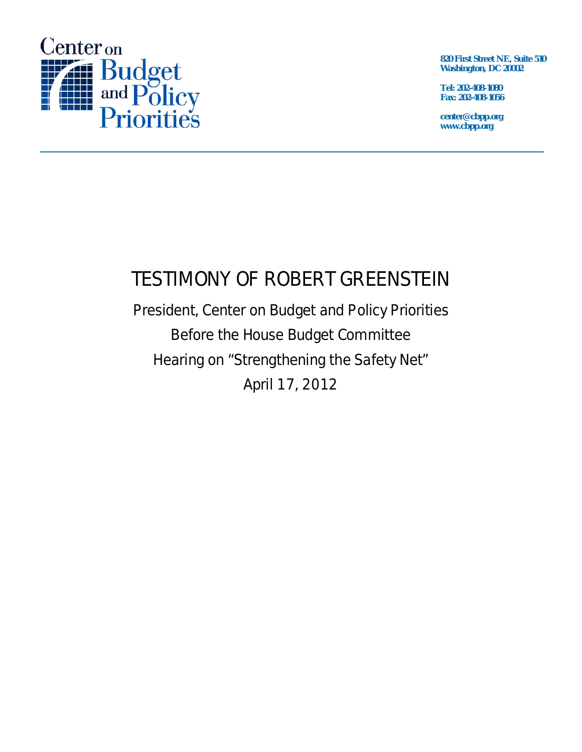Center on Budget and Policy Priorities

820 First Street NE, Suite 510
Washington, DC 20002

Tel: 202-408-1080
Fax: 202-408-1056

center@cbpp.org
www.cbpp.org

# TESTIMONY OF ROBERT GREENSTEIN

President, Center on Budget and Policy Priorities
Before the House Budget Committee
Hearing on "Strengthening the Safety Net"
April 17, 2012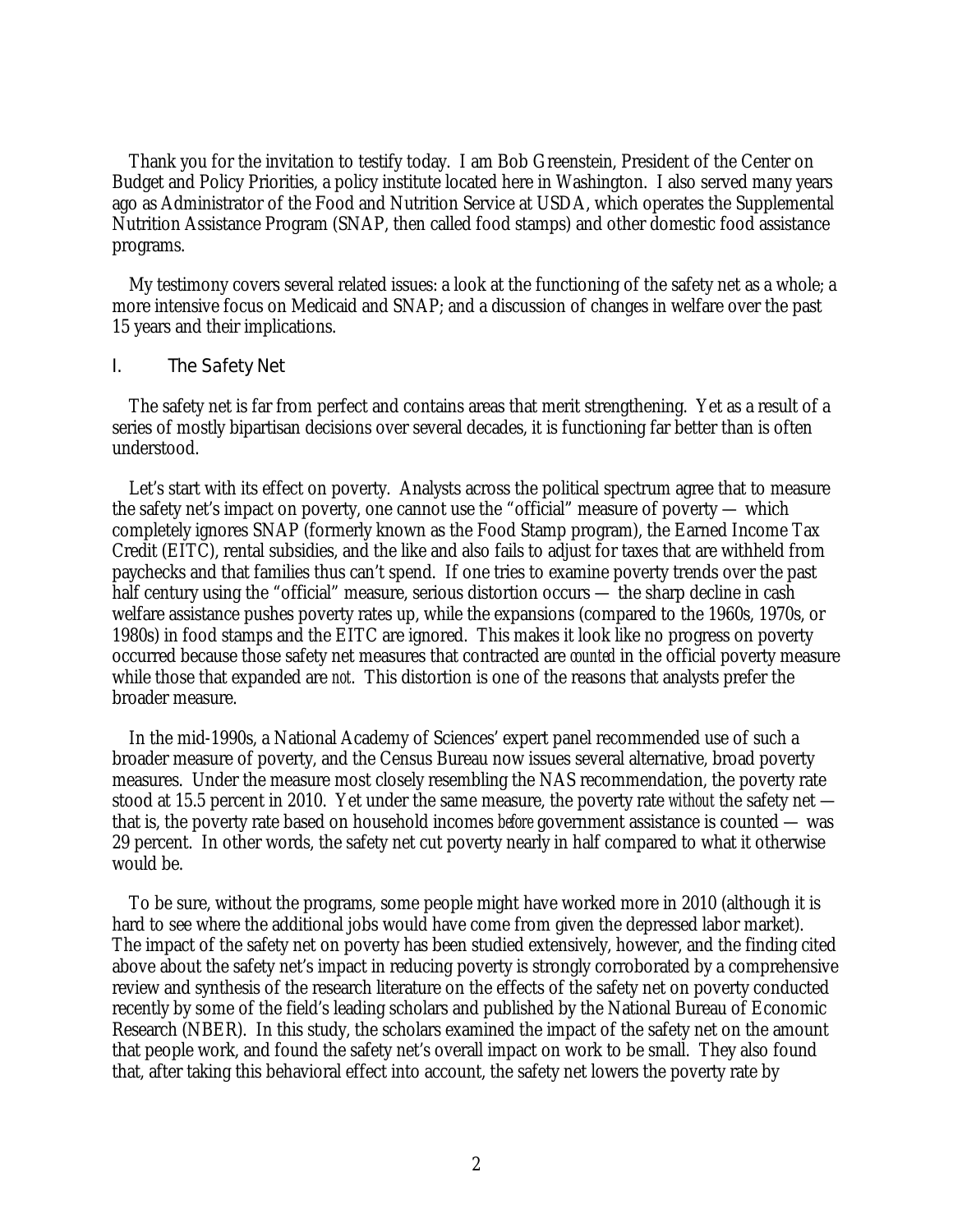Thank you for the invitation to testify today. I am Bob Greenstein, President of the Center on Budget and Policy Priorities, a policy institute located here in Washington. I also served many years ago as Administrator of the Food and Nutrition Service at USDA, which operates the Supplemental Nutrition Assistance Program (SNAP, then called food stamps) and other domestic food assistance programs.

My testimony covers several related issues: a look at the functioning of the safety net as a whole; a more intensive focus on Medicaid and SNAP; and a discussion of changes in welfare over the past 15 years and their implications.

## I. The Safety Net

The safety net is far from perfect and contains areas that merit strengthening. Yet as a result of a series of mostly bipartisan decisions over several decades, it is functioning far better than is often understood.

Let's start with its effect on poverty. Analysts across the political spectrum agree that to measure the safety net's impact on poverty, one cannot use the "official" measure of poverty — which completely ignores SNAP (formerly known as the Food Stamp program), the Earned Income Tax Credit (EITC), rental subsidies, and the like and also fails to adjust for taxes that are withheld from paychecks and that families thus can't spend. If one tries to examine poverty trends over the past half century using the "official" measure, serious distortion occurs — the sharp decline in cash welfare assistance pushes poverty rates up, while the expansions (compared to the 1960s, 1970s, or 1980s) in food stamps and the EITC are ignored. This makes it look like no progress on poverty occurred because those safety net measures that contracted are *counted* in the official poverty measure while those that expanded are *not*. This distortion is one of the reasons that analysts prefer the broader measure.

In the mid-1990s, a National Academy of Sciences' expert panel recommended use of such a broader measure of poverty, and the Census Bureau now issues several alternative, broad poverty measures. Under the measure most closely resembling the NAS recommendation, the poverty rate stood at 15.5 percent in 2010. Yet under the same measure, the poverty rate *without* the safety net — that is, the poverty rate based on household incomes *before* government assistance is counted — was 29 percent. In other words, the safety net cut poverty nearly in half compared to what it otherwise would be.

To be sure, without the programs, some people might have worked more in 2010 (although it is hard to see where the additional jobs would have come from given the depressed labor market). The impact of the safety net on poverty has been studied extensively, however, and the finding cited above about the safety net's impact in reducing poverty is strongly corroborated by a comprehensive review and synthesis of the research literature on the effects of the safety net on poverty conducted recently by some of the field's leading scholars and published by the National Bureau of Economic Research (NBER). In this study, the scholars examined the impact of the safety net on the amount that people work, and found the safety net's overall impact on work to be small. They also found that, after taking this behavioral effect into account, the safety net lowers the poverty rate by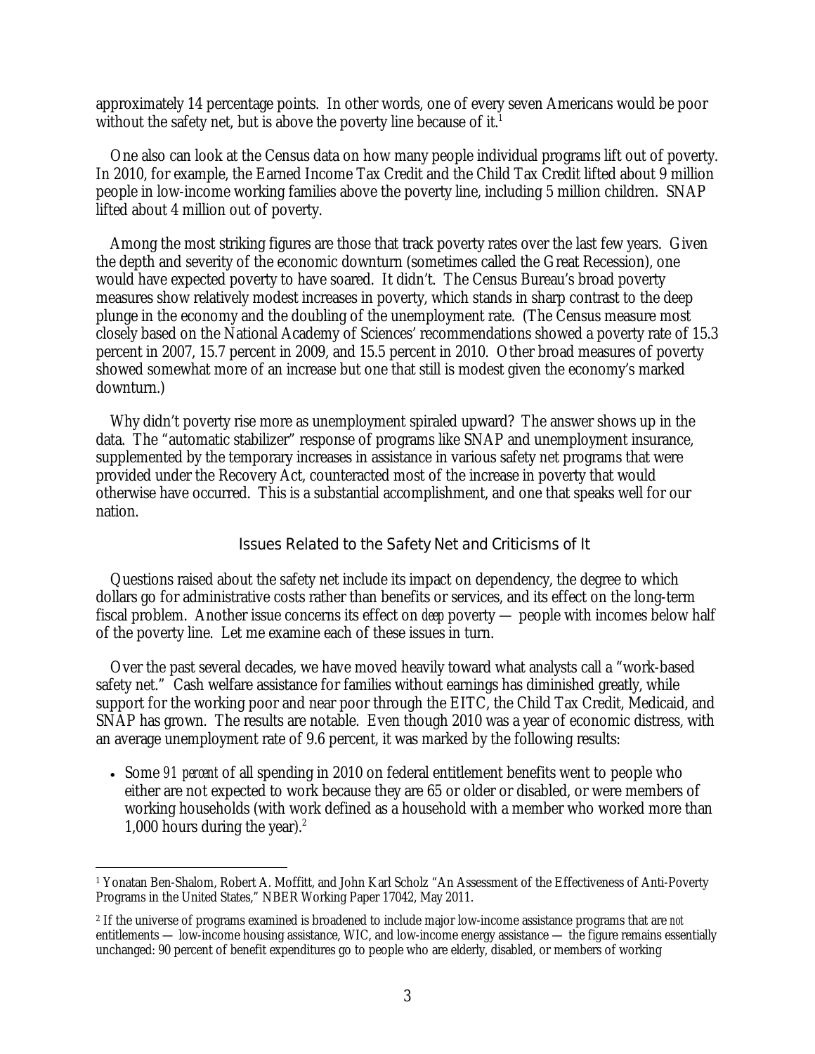approximately 14 percentage points. In other words, one of every seven Americans would be poor without the safety net, but is above the poverty line because of it.[1]

One also can look at the Census data on how many people individual programs lift out of poverty. In 2010, for example, the Earned Income Tax Credit and the Child Tax Credit lifted about 9 million people in low-income working families above the poverty line, including 5 million children. SNAP lifted about 4 million out of poverty.

Among the most striking figures are those that track poverty rates over the last few years. Given the depth and severity of the economic downturn (sometimes called the Great Recession), one would have expected poverty to have soared. It didn't. The Census Bureau's broad poverty measures show relatively modest increases in poverty, which stands in sharp contrast to the deep plunge in the economy and the doubling of the unemployment rate. (The Census measure most closely based on the National Academy of Sciences' recommendations showed a poverty rate of 15.3 percent in 2007, 15.7 percent in 2009, and 15.5 percent in 2010. Other broad measures of poverty showed somewhat more of an increase but one that still is modest given the economy's marked downturn.)

Why didn't poverty rise more as unemployment spiraled upward? The answer shows up in the data. The "automatic stabilizer" response of programs like SNAP and unemployment insurance, supplemented by the temporary increases in assistance in various safety net programs that were provided under the Recovery Act, counteracted most of the increase in poverty that would otherwise have occurred. This is a substantial accomplishment, and one that speaks well for our nation.

## Issues Related to the Safety Net and Criticisms of It

Questions raised about the safety net include its impact on dependency, the degree to which dollars go for administrative costs rather than benefits or services, and its effect on the long-term fiscal problem. Another issue concerns its effect on *deep* poverty — people with incomes below half of the poverty line. Let me examine each of these issues in turn.

Over the past several decades, we have moved heavily toward what analysts call a "work-based safety net." Cash welfare assistance for families without earnings has diminished greatly, while support for the working poor and near poor through the EITC, the Child Tax Credit, Medicaid, and SNAP has grown. The results are notable. Even though 2010 was a year of economic distress, with an average unemployment rate of 9.6 percent, it was marked by the following results:

- Some *91 percent* of all spending in 2010 on federal entitlement benefits went to people who either are not expected to work because they are 65 or older or disabled, or were members of working households (with work defined as a household with a member who worked more than 1,000 hours during the year).[2]

---

[1] Yonatan Ben-Shalom, Robert A. Moffitt, and John Karl Scholz "An Assessment of the Effectiveness of Anti-Poverty Programs in the United States," NBER Working Paper 17042, May 2011.

[2] If the universe of programs examined is broadened to include major low-income assistance programs that are *not* entitlements — low-income housing assistance, WIC, and low-income energy assistance — the figure remains essentially unchanged: 90 percent of benefit expenditures go to people who are elderly, disabled, or members of working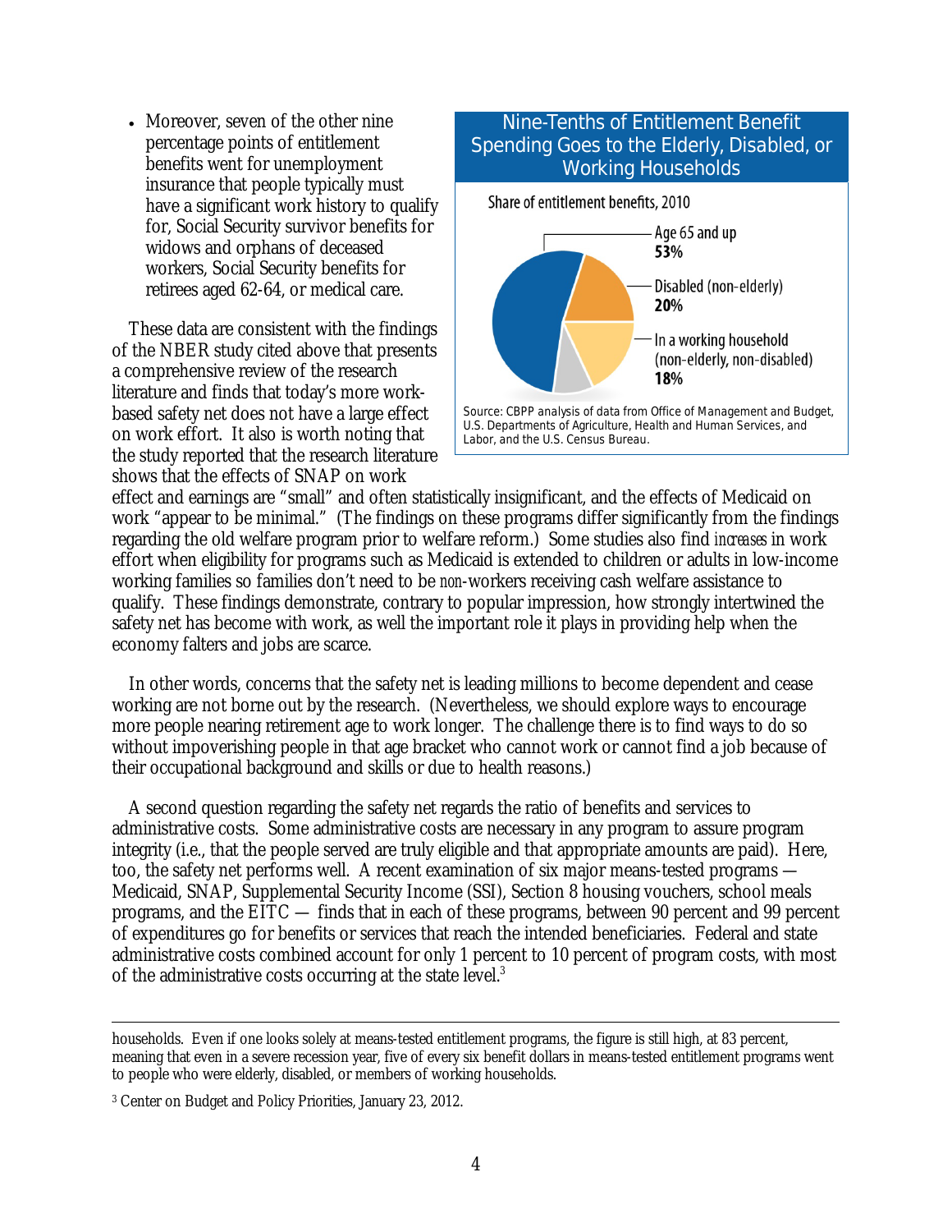- Moreover, seven of the other nine percentage points of entitlement benefits went for unemployment insurance that people typically must have a significant work history to qualify for, Social Security survivor benefits for widows and orphans of deceased workers, Social Security benefits for retirees aged 62-64, or medical care.

**Nine-Tenths of Entitlement Benefit Spending Goes to the Elderly, Disabled, or Working Households**

Share of entitlement benefits, 2010

- Age 65 and up **53%**
- Disabled (non-elderly) **20%**
- In a working household (non-elderly, non-disabled) **18%**

Source: CBPP analysis of data from Office of Management and Budget, U.S. Departments of Agriculture, Health and Human Services, and Labor, and the U.S. Census Bureau.

These data are consistent with the findings of the NBER study cited above that presents a comprehensive review of the research literature and finds that today's more work-based safety net does not have a large effect on work effort. It also is worth noting that the study reported that the research literature shows that the effects of SNAP on work effect and earnings are "small" and often statistically insignificant, and the effects of Medicaid on work "appear to be minimal." (The findings on these programs differ significantly from the findings regarding the old welfare program prior to welfare reform.) Some studies also find *increases* in work effort when eligibility for programs such as Medicaid is extended to children or adults in low-income working families so families don't need to be *non*-workers receiving cash welfare assistance to qualify. These findings demonstrate, contrary to popular impression, how strongly intertwined the safety net has become with work, as well the important role it plays in providing help when the economy falters and jobs are scarce.

In other words, concerns that the safety net is leading millions to become dependent and cease working are not borne out by the research. (Nevertheless, we should explore ways to encourage more people nearing retirement age to work longer. The challenge there is to find ways to do so without impoverishing people in that age bracket who cannot work or cannot find a job because of their occupational background and skills or due to health reasons.)

A second question regarding the safety net regards the ratio of benefits and services to administrative costs. Some administrative costs are necessary in any program to assure program integrity (i.e., that the people served are truly eligible and that appropriate amounts are paid). Here, too, the safety net performs well. A recent examination of six major means-tested programs — Medicaid, SNAP, Supplemental Security Income (SSI), Section 8 housing vouchers, school meals programs, and the EITC — finds that in each of these programs, between 90 percent and 99 percent of expenditures go for benefits or services that reach the intended beneficiaries. Federal and state administrative costs combined account for only 1 percent to 10 percent of program costs, with most of the administrative costs occurring at the state level.[3]

---

households. Even if one looks solely at means-tested entitlement programs, the figure is still high, at 83 percent, meaning that even in a severe recession year, five of every six benefit dollars in means-tested entitlement programs went to people who were elderly, disabled, or members of working households.

[3] Center on Budget and Policy Priorities, January 23, 2012.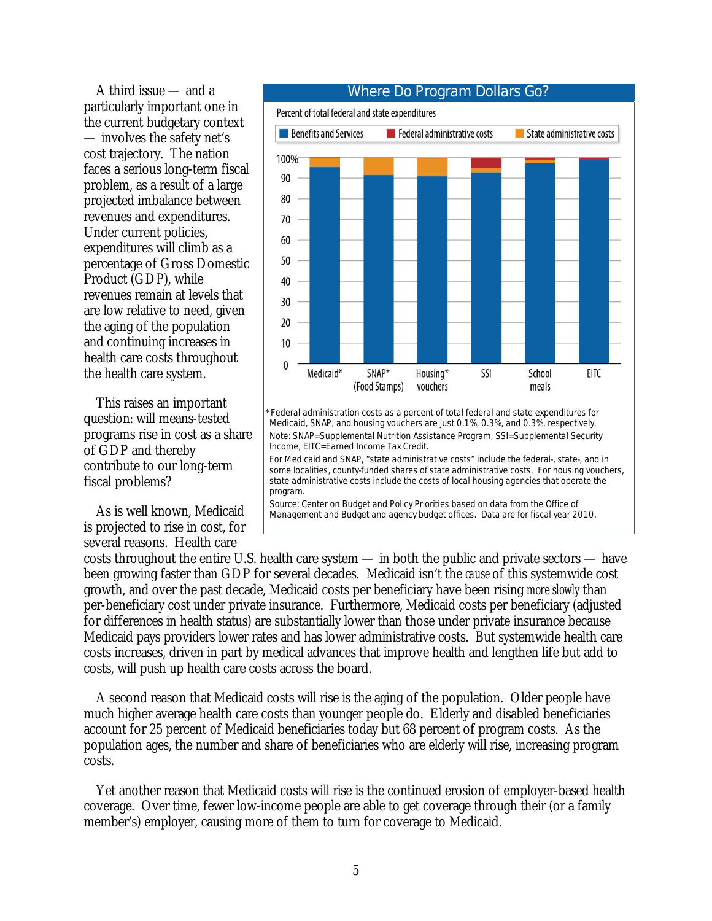A third issue — and a particularly important one in the current budgetary context — involves the safety net's cost trajectory. The nation faces a serious long-term fiscal problem, as a result of a large projected imbalance between revenues and expenditures. Under current policies, expenditures will climb as a percentage of Gross Domestic Product (GDP), while revenues remain at levels that are low relative to need, given the aging of the population and continuing increases in health care costs throughout the health care system.

This raises an important question: will means-tested programs rise in cost as a share of GDP and thereby contribute to our long-term fiscal problems?

**Where Do Program Dollars Go?**

Percent of total federal and state expenditures

Benefits and Services | Federal administrative costs | State administrative costs

Medicaid* | SNAP* (Food Stamps) | Housing* vouchers | SSI | School meals | EITC

*Federal administration costs as a percent of total federal and state expenditures for Medicaid, SNAP, and housing vouchers are just 0.1%, 0.3%, and 0.3%, respectively.

Note: SNAP=Supplemental Nutrition Assistance Program, SSI=Supplemental Security Income, EITC=Earned Income Tax Credit.

For Medicaid and SNAP, "state administrative costs" include the federal-, state-, and in some localities, county-funded shares of state administrative costs. For housing vouchers, state administrative costs include the costs of local housing agencies that operate the program.

Source: Center on Budget and Policy Priorities based on data from the Office of Management and Budget and agency budget offices. Data are for fiscal year 2010.

As is well known, Medicaid is projected to rise in cost, for several reasons. Health care costs throughout the entire U.S. health care system — in both the public and private sectors — have been growing faster than GDP for several decades. Medicaid isn't the *cause* of this systemwide cost growth, and over the past decade, Medicaid costs per beneficiary have been rising *more slowly* than per-beneficiary cost under private insurance. Furthermore, Medicaid costs per beneficiary (adjusted for differences in health status) are substantially lower than those under private insurance because Medicaid pays providers lower rates and has lower administrative costs. But systemwide health care costs increases, driven in part by medical advances that improve health and lengthen life but add to costs, will push up health care costs across the board.

A second reason that Medicaid costs will rise is the aging of the population. Older people have much higher average health care costs than younger people do. Elderly and disabled beneficiaries account for 25 percent of Medicaid beneficiaries today but 68 percent of program costs. As the population ages, the number and share of beneficiaries who are elderly will rise, increasing program costs.

Yet another reason that Medicaid costs will rise is the continued erosion of employer-based health coverage. Over time, fewer low-income people are able to get coverage through their (or a family member's) employer, causing more of them to turn for coverage to Medicaid.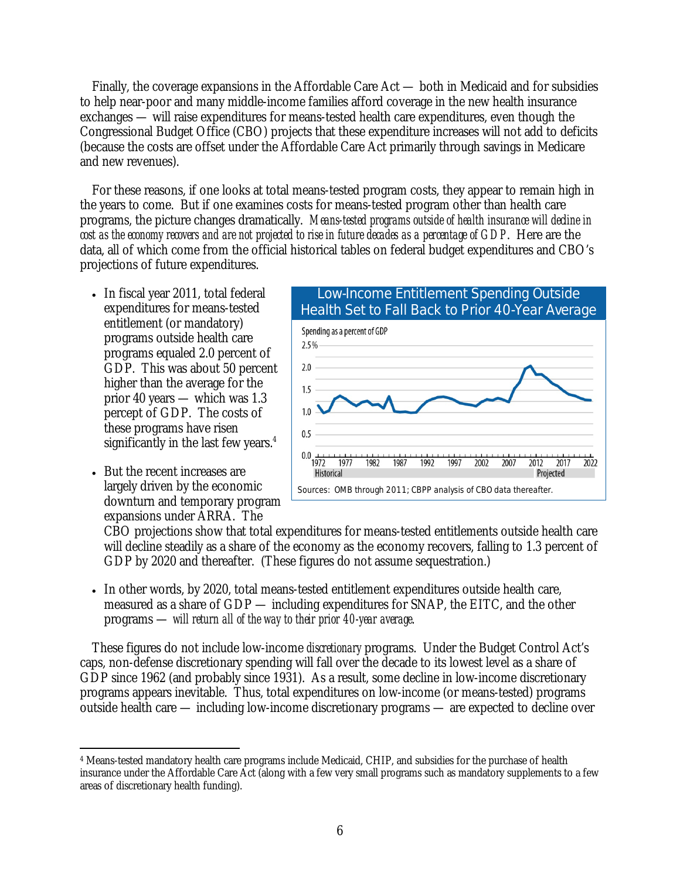Finally, the coverage expansions in the Affordable Care Act — both in Medicaid and for subsidies to help near-poor and many middle-income families afford coverage in the new health insurance exchanges — will raise expenditures for means-tested health care expenditures, even though the Congressional Budget Office (CBO) projects that these expenditure increases will not add to deficits (because the costs are offset under the Affordable Care Act primarily through savings in Medicare and new revenues).

For these reasons, if one looks at total means-tested program costs, they appear to remain high in the years to come. But if one examines costs for means-tested program other than health care programs, the picture changes dramatically. *Means-tested programs outside of health insurance will decline in cost as the economy recovers and are not projected to rise in future decades as a percentage of GDP.* Here are the data, all of which come from the official historical tables on federal budget expenditures and CBO's projections of future expenditures.

- In fiscal year 2011, total federal expenditures for means-tested entitlement (or mandatory) programs outside health care programs equaled 2.0 percent of GDP. This was about 50 percent higher than the average for the prior 40 years — which was 1.3 percept of GDP. The costs of these programs have risen significantly in the last few years.[4]

**Low-Income Entitlement Spending Outside Health Set to Fall Back to Prior 40-Year Average**

Sources: OMB through 2011; CBPP analysis of CBO data thereafter.

- But the recent increases are largely driven by the economic downturn and temporary program expansions under ARRA. The CBO projections show that total expenditures for means-tested entitlements outside health care will decline steadily as a share of the economy as the economy recovers, falling to 1.3 percent of GDP by 2020 and thereafter. (These figures do not assume sequestration.)

- In other words, by 2020, total means-tested entitlement expenditures outside health care, measured as a share of GDP — including expenditures for SNAP, the EITC, and the other programs — *will return all of the way to their prior 40-year average*.

These figures do not include low-income *discretionary* programs. Under the Budget Control Act's caps, non-defense discretionary spending will fall over the decade to its lowest level as a share of GDP since 1962 (and probably since 1931). As a result, some decline in low-income discretionary programs appears inevitable. Thus, total expenditures on low-income (or means-tested) programs outside health care — including low-income discretionary programs — are expected to decline over

---

[4] Means-tested mandatory health care programs include Medicaid, CHIP, and subsidies for the purchase of health insurance under the Affordable Care Act (along with a few very small programs such as mandatory supplements to a few areas of discretionary health funding).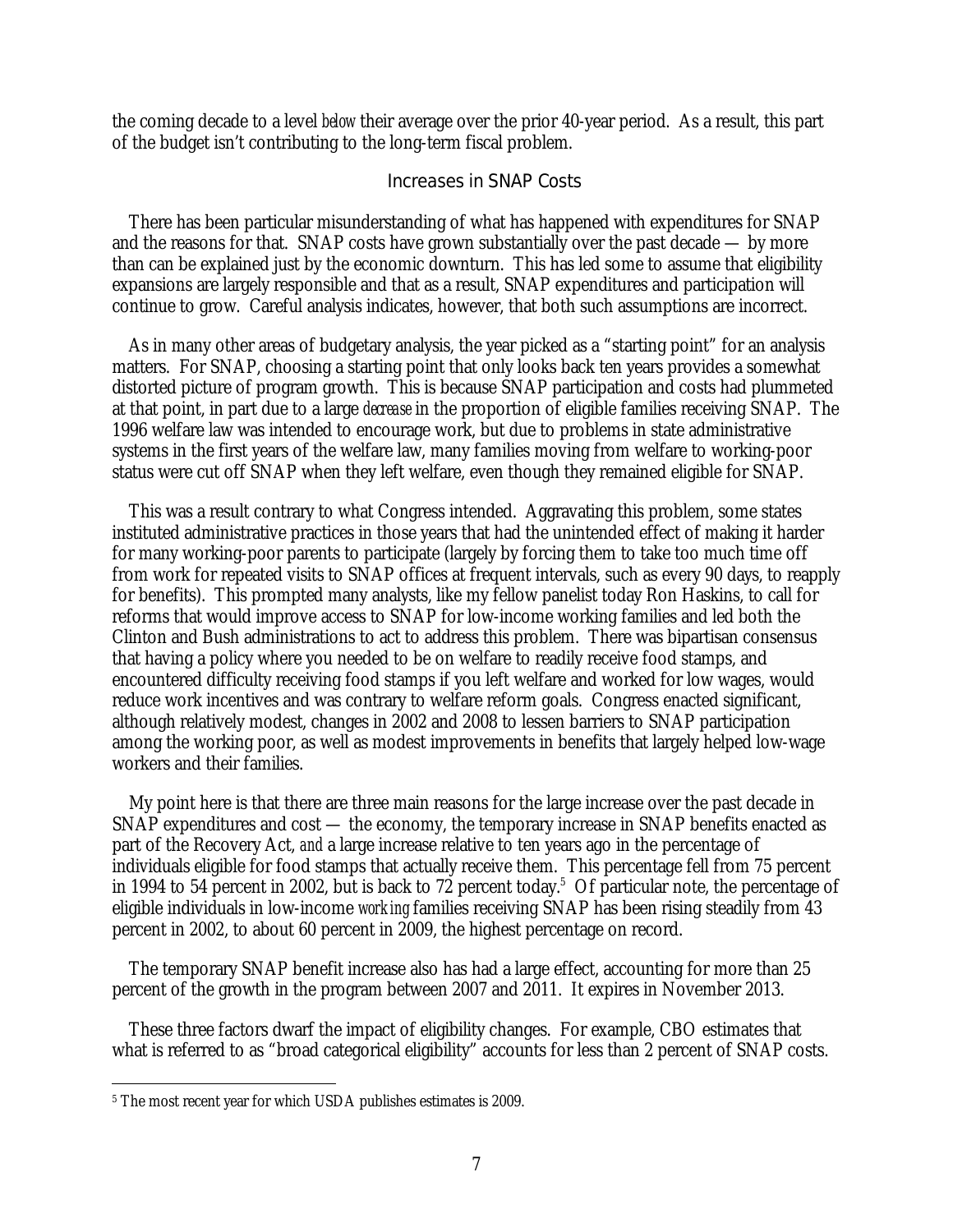the coming decade to a level *below* their average over the prior 40-year period. As a result, this part of the budget isn't contributing to the long-term fiscal problem.

## Increases in SNAP Costs

There has been particular misunderstanding of what has happened with expenditures for SNAP and the reasons for that. SNAP costs have grown substantially over the past decade — by more than can be explained just by the economic downturn. This has led some to assume that eligibility expansions are largely responsible and that as a result, SNAP expenditures and participation will continue to grow. Careful analysis indicates, however, that both such assumptions are incorrect.

As in many other areas of budgetary analysis, the year picked as a "starting point" for an analysis matters. For SNAP, choosing a starting point that only looks back ten years provides a somewhat distorted picture of program growth. This is because SNAP participation and costs had plummeted at that point, in part due to a large *decrease* in the proportion of eligible families receiving SNAP. The 1996 welfare law was intended to encourage work, but due to problems in state administrative systems in the first years of the welfare law, many families moving from welfare to working-poor status were cut off SNAP when they left welfare, even though they remained eligible for SNAP.

This was a result contrary to what Congress intended. Aggravating this problem, some states instituted administrative practices in those years that had the unintended effect of making it harder for many working-poor parents to participate (largely by forcing them to take too much time off from work for repeated visits to SNAP offices at frequent intervals, such as every 90 days, to reapply for benefits). This prompted many analysts, like my fellow panelist today Ron Haskins, to call for reforms that would improve access to SNAP for low-income working families and led both the Clinton and Bush administrations to act to address this problem. There was bipartisan consensus that having a policy where you needed to be on welfare to readily receive food stamps, and encountered difficulty receiving food stamps if you left welfare and worked for low wages, would reduce work incentives and was contrary to welfare reform goals. Congress enacted significant, although relatively modest, changes in 2002 and 2008 to lessen barriers to SNAP participation among the working poor, as well as modest improvements in benefits that largely helped low-wage workers and their families.

My point here is that there are three main reasons for the large increase over the past decade in SNAP expenditures and cost — the economy, the temporary increase in SNAP benefits enacted as part of the Recovery Act, *and* a large increase relative to ten years ago in the percentage of individuals eligible for food stamps that actually receive them. This percentage fell from 75 percent in 1994 to 54 percent in 2002, but is back to 72 percent today.[5] Of particular note, the percentage of eligible individuals in low-income *working* families receiving SNAP has been rising steadily from 43 percent in 2002, to about 60 percent in 2009, the highest percentage on record.

The temporary SNAP benefit increase also has had a large effect, accounting for more than 25 percent of the growth in the program between 2007 and 2011. It expires in November 2013.

These three factors dwarf the impact of eligibility changes. For example, CBO estimates that what is referred to as "broad categorical eligibility" accounts for less than 2 percent of SNAP costs.

---

[5] The most recent year for which USDA publishes estimates is 2009.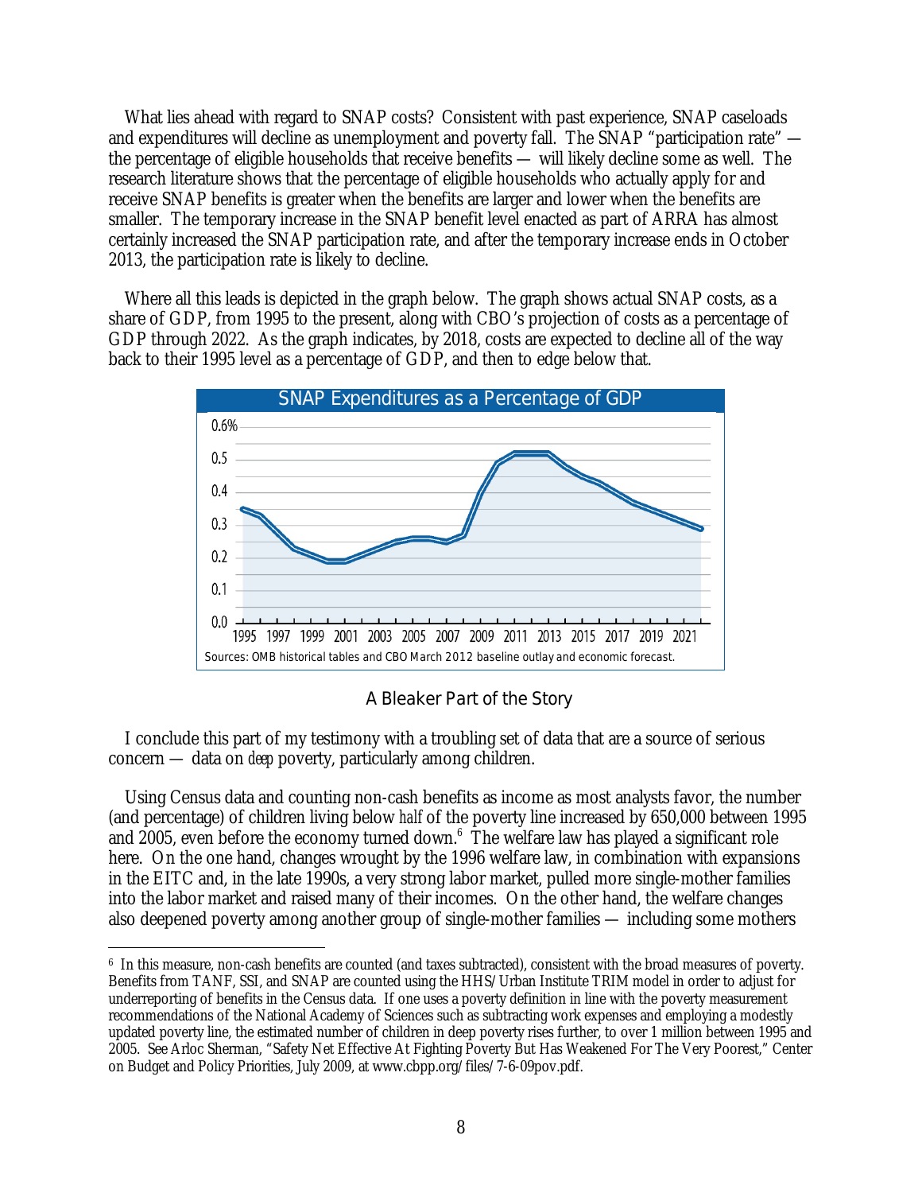What lies ahead with regard to SNAP costs? Consistent with past experience, SNAP caseloads and expenditures will decline as unemployment and poverty fall. The SNAP "participation rate" — the percentage of eligible households that receive benefits — will likely decline some as well. The research literature shows that the percentage of eligible households who actually apply for and receive SNAP benefits is greater when the benefits are larger and lower when the benefits are smaller. The temporary increase in the SNAP benefit level enacted as part of ARRA has almost certainly increased the SNAP participation rate, and after the temporary increase ends in October 2013, the participation rate is likely to decline.

Where all this leads is depicted in the graph below. The graph shows actual SNAP costs, as a share of GDP, from 1995 to the present, along with CBO's projection of costs as a percentage of GDP through 2022. As the graph indicates, by 2018, costs are expected to decline all of the way back to their 1995 level as a percentage of GDP, and then to edge below that.

SNAP Expenditures as a Percentage of GDP

Sources: OMB historical tables and CBO March 2012 baseline outlay and economic forecast.

### A Bleaker Part of the Story

I conclude this part of my testimony with a troubling set of data that are a source of serious concern — data on *deep* poverty, particularly among children.

Using Census data and counting non-cash benefits as income as most analysts favor, the number (and percentage) of children living below *half* of the poverty line increased by 650,000 between 1995 and 2005, even before the economy turned down.[6] The welfare law has played a significant role here. On the one hand, changes wrought by the 1996 welfare law, in combination with expansions in the EITC and, in the late 1990s, a very strong labor market, pulled more single-mother families into the labor market and raised many of their incomes. On the other hand, the welfare changes also deepened poverty among another group of single-mother families — including some mothers

[6] In this measure, non-cash benefits are counted (and taxes subtracted), consistent with the broad measures of poverty. Benefits from TANF, SSI, and SNAP are counted using the HHS/Urban Institute TRIM model in order to adjust for underreporting of benefits in the Census data. If one uses a poverty definition in line with the poverty measurement recommendations of the National Academy of Sciences such as subtracting work expenses and employing a modestly updated poverty line, the estimated number of children in deep poverty rises further, to over 1 million between 1995 and 2005. See Arloc Sherman, "Safety Net Effective At Fighting Poverty But Has Weakened For The Very Poorest," Center on Budget and Policy Priorities, July 2009, at www.cbpp.org/files/7-6-09pov.pdf.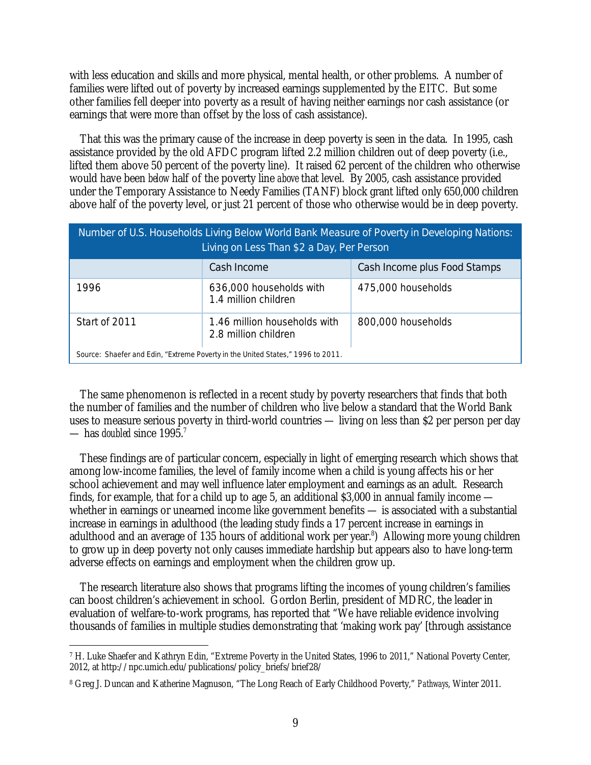with less education and skills and more physical, mental health, or other problems. A number of families were lifted out of poverty by increased earnings supplemented by the EITC. But some other families fell deeper into poverty as a result of having neither earnings nor cash assistance (or earnings that were more than offset by the loss of cash assistance).

That this was the primary cause of the increase in deep poverty is seen in the data. In 1995, cash assistance provided by the old AFDC program lifted 2.2 million children out of deep poverty (i.e., lifted them above 50 percent of the poverty line). It raised 62 percent of the children who otherwise would have been *below* half of the poverty line *above* that level. By 2005, cash assistance provided under the Temporary Assistance to Needy Families (TANF) block grant lifted only 650,000 children above half of the poverty level, or just 21 percent of those who otherwise would be in deep poverty.

| Number of U.S. Households Living Below World Bank Measure of Poverty in Developing Nations: Living on Less Than $2 a Day, Per Person | | |
|---|---|---|
| | Cash Income | Cash Income plus Food Stamps |
| 1996 | 636,000 households with 1.4 million children | 475,000 households |
| Start of 2011 | 1.46 million households with 2.8 million children | 800,000 households |

Source: Shaefer and Edin, "Extreme Poverty in the United States," 1996 to 2011.

The same phenomenon is reflected in a recent study by poverty researchers that finds that both the number of families and the number of children who live below a standard that the World Bank uses to measure serious poverty in third-world countries — living on less than $2 per person per day — has *doubled* since 1995.[7]

These findings are of particular concern, especially in light of emerging research which shows that among low-income families, the level of family income when a child is young affects his or her school achievement and may well influence later employment and earnings as an adult. Research finds, for example, that for a child up to age 5, an additional $3,000 in annual family income — whether in earnings or unearned income like government benefits — is associated with a substantial increase in earnings in adulthood (the leading study finds a 17 percent increase in earnings in adulthood and an average of 135 hours of additional work per year.[8]) Allowing more young children to grow up in deep poverty not only causes immediate hardship but appears also to have long-term adverse effects on earnings and employment when the children grow up.

The research literature also shows that programs lifting the incomes of young children's families can boost children's achievement in school. Gordon Berlin, president of MDRC, the leader in evaluation of welfare-to-work programs, has reported that "We have reliable evidence involving thousands of families in multiple studies demonstrating that 'making work pay' [through assistance

---

[7] H. Luke Shaefer and Kathryn Edin, "Extreme Poverty in the United States, 1996 to 2011," National Poverty Center, 2012, at http://npc.umich.edu/publications/policy_briefs/brief28/

[8] Greg J. Duncan and Katherine Magnuson, "The Long Reach of Early Childhood Poverty," *Pathways*, Winter 2011.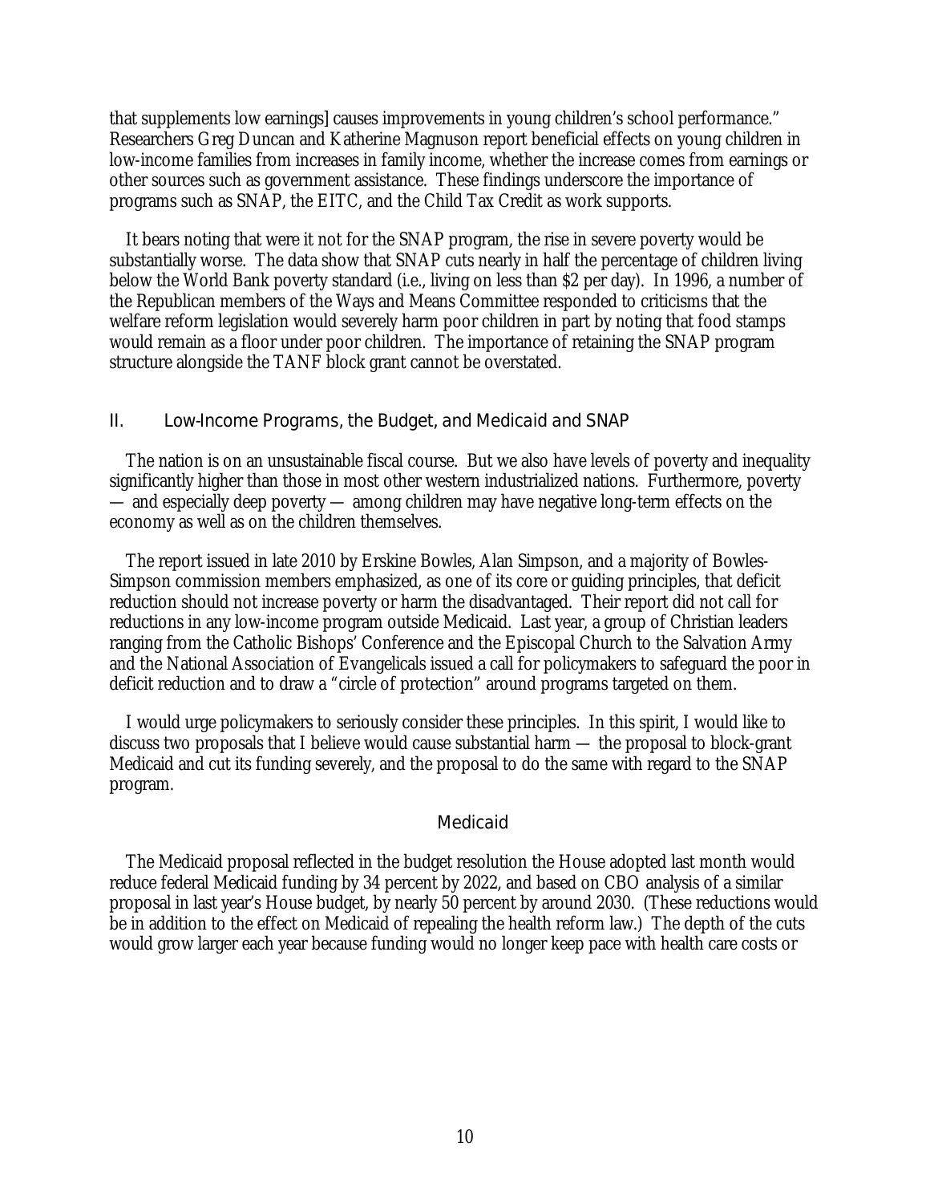that supplements low earnings] causes improvements in young children's school performance." Researchers Greg Duncan and Katherine Magnuson report beneficial effects on young children in low-income families from increases in family income, whether the increase comes from earnings or other sources such as government assistance. These findings underscore the importance of programs such as SNAP, the EITC, and the Child Tax Credit as work supports.

It bears noting that were it not for the SNAP program, the rise in severe poverty would be substantially worse. The data show that SNAP cuts nearly in half the percentage of children living below the World Bank poverty standard (i.e., living on less than $2 per day). In 1996, a number of the Republican members of the Ways and Means Committee responded to criticisms that the welfare reform legislation would severely harm poor children in part by noting that food stamps would remain as a floor under poor children. The importance of retaining the SNAP program structure alongside the TANF block grant cannot be overstated.

## II. Low-Income Programs, the Budget, and Medicaid and SNAP

The nation is on an unsustainable fiscal course. But we also have levels of poverty and inequality significantly higher than those in most other western industrialized nations. Furthermore, poverty — and especially deep poverty — among children may have negative long-term effects on the economy as well as on the children themselves.

The report issued in late 2010 by Erskine Bowles, Alan Simpson, and a majority of Bowles-Simpson commission members emphasized, as one of its core or guiding principles, that deficit reduction should not increase poverty or harm the disadvantaged. Their report did not call for reductions in any low-income program outside Medicaid. Last year, a group of Christian leaders ranging from the Catholic Bishops' Conference and the Episcopal Church to the Salvation Army and the National Association of Evangelicals issued a call for policymakers to safeguard the poor in deficit reduction and to draw a "circle of protection" around programs targeted on them.

I would urge policymakers to seriously consider these principles. In this spirit, I would like to discuss two proposals that I believe would cause substantial harm — the proposal to block-grant Medicaid and cut its funding severely, and the proposal to do the same with regard to the SNAP program.

### Medicaid

The Medicaid proposal reflected in the budget resolution the House adopted last month would reduce federal Medicaid funding by 34 percent by 2022, and based on CBO analysis of a similar proposal in last year's House budget, by nearly 50 percent by around 2030. (These reductions would be in addition to the effect on Medicaid of repealing the health reform law.) The depth of the cuts would grow larger each year because funding would no longer keep pace with health care costs or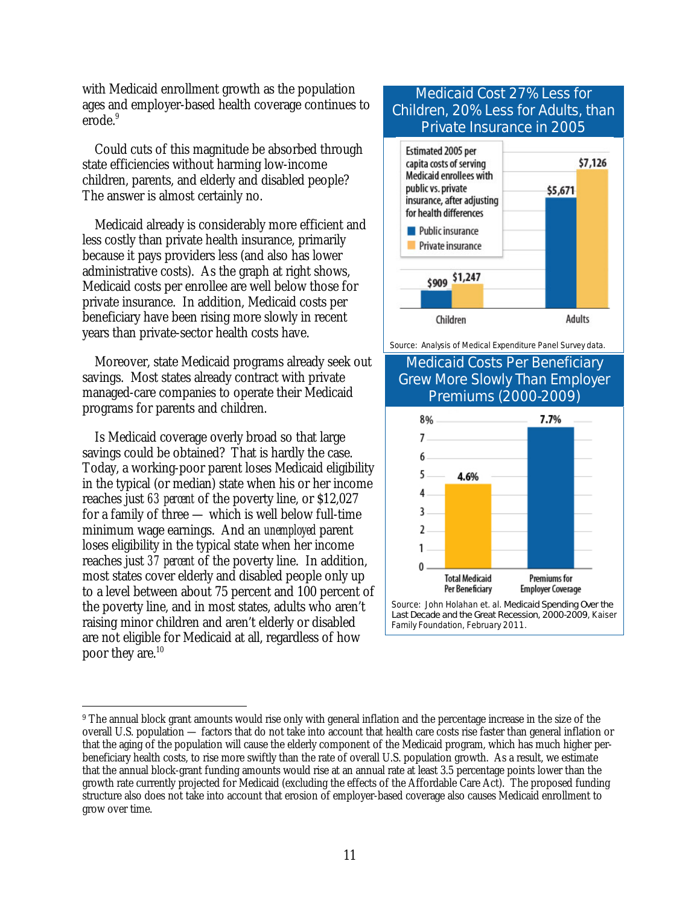with Medicaid enrollment growth as the population ages and employer-based health coverage continues to erode.[9]

Could cuts of this magnitude be absorbed through state efficiencies without harming low-income children, parents, and elderly and disabled people? The answer is almost certainly no.

Medicaid already is considerably more efficient and less costly than private health insurance, primarily because it pays providers less (and also has lower administrative costs). As the graph at right shows, Medicaid costs per enrollee are well below those for private insurance. In addition, Medicaid costs per beneficiary have been rising more slowly in recent years than private-sector health costs have.

Moreover, state Medicaid programs already seek out savings. Most states already contract with private managed-care companies to operate their Medicaid programs for parents and children.

Is Medicaid coverage overly broad so that large savings could be obtained? That is hardly the case. Today, a working-poor parent loses Medicaid eligibility in the typical (or median) state when his or her income reaches just *63 percent* of the poverty line, or $12,027 for a family of three — which is well below full-time minimum wage earnings. And an *unemployed* parent loses eligibility in the typical state when her income reaches just *37 percent* of the poverty line. In addition, most states cover elderly and disabled people only up to a level between about 75 percent and 100 percent of the poverty line, and in most states, adults who aren't raising minor children and aren't elderly or disabled are not eligible for Medicaid at all, regardless of how poor they are.[10]

**Medicaid Cost 27% Less for Children, 20% Less for Adults, than Private Insurance in 2005**

Estimated 2005 per capita costs of serving Medicaid enrollees with public vs. private insurance, after adjusting for health differences

| | Public insurance | Private insurance |
|---|---|---|
| Children | $909 | $1,247 |
| Adults | $5,671 | $7,126 |

Source: Analysis of Medical Expenditure Panel Survey data.

**Medicaid Costs Per Beneficiary Grew More Slowly Than Employer Premiums (2000-2009)**

| | Growth |
|---|---|
| Total Medicaid Per Beneficiary | 4.6% |
| Premiums for Employer Coverage | 7.7% |

Source: John Holahan et. al. *Medicaid Spending Over the Last Decade and the Great Recession, 2000-2009*, Kaiser Family Foundation, February 2011.

---

[9] The annual block grant amounts would rise only with general inflation and the percentage increase in the size of the overall U.S. population — factors that do not take into account that health care costs rise faster than general inflation or that the aging of the population will cause the elderly component of the Medicaid program, which has much higher per-beneficiary health costs, to rise more swiftly than the rate of overall U.S. population growth. As a result, we estimate that the annual block-grant funding amounts would rise at an annual rate at least 3.5 percentage points lower than the growth rate currently projected for Medicaid (excluding the effects of the Affordable Care Act). The proposed funding structure also does not take into account that erosion of employer-based coverage also causes Medicaid enrollment to grow over time.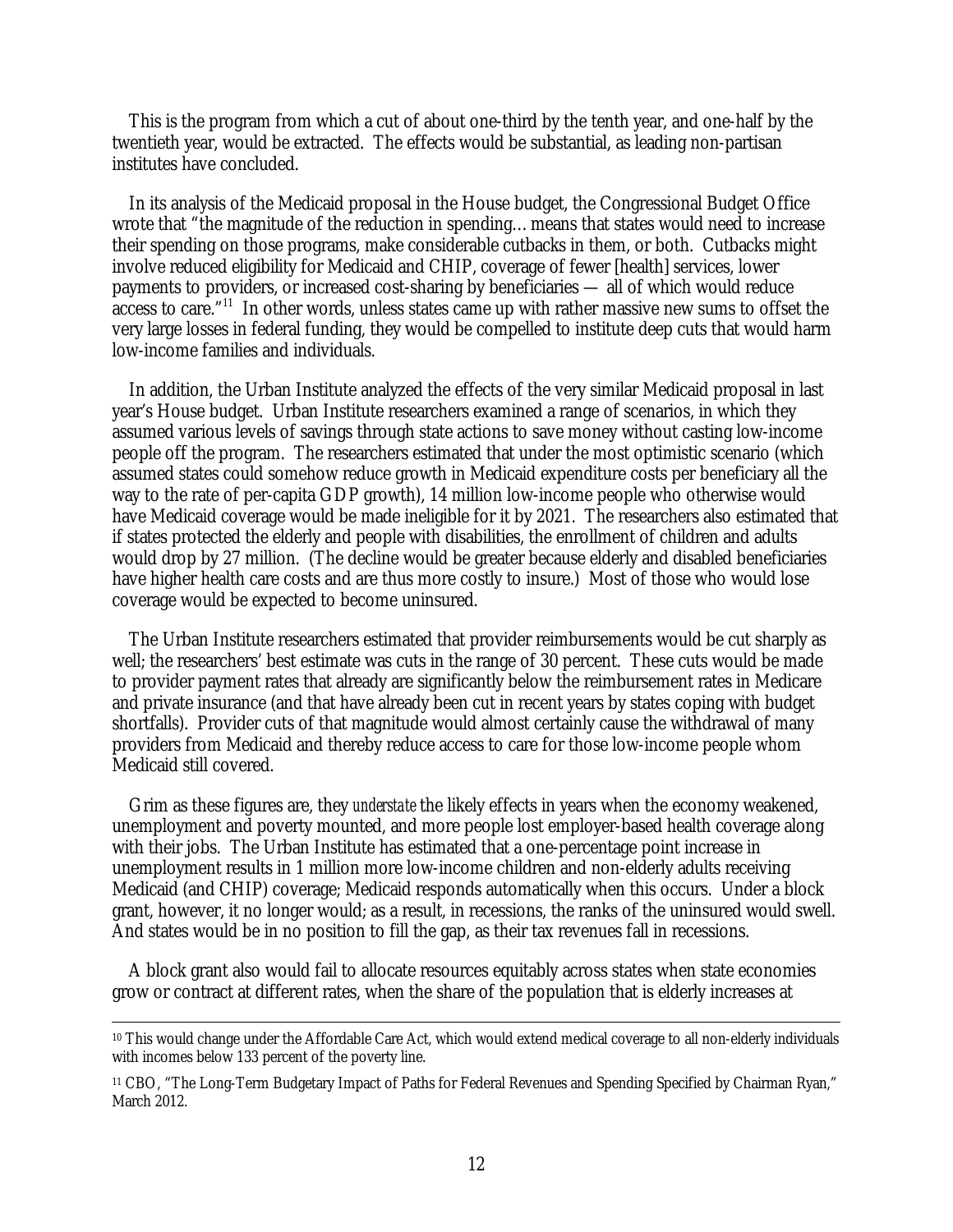This is the program from which a cut of about one-third by the tenth year, and one-half by the twentieth year, would be extracted. The effects would be substantial, as leading non-partisan institutes have concluded.

In its analysis of the Medicaid proposal in the House budget, the Congressional Budget Office wrote that "the magnitude of the reduction in spending… means that states would need to increase their spending on those programs, make considerable cutbacks in them, or both. Cutbacks might involve reduced eligibility for Medicaid and CHIP, coverage of fewer [health] services, lower payments to providers, or increased cost-sharing by beneficiaries — all of which would reduce access to care."[11] In other words, unless states came up with rather massive new sums to offset the very large losses in federal funding, they would be compelled to institute deep cuts that would harm low-income families and individuals.

In addition, the Urban Institute analyzed the effects of the very similar Medicaid proposal in last year's House budget. Urban Institute researchers examined a range of scenarios, in which they assumed various levels of savings through state actions to save money without casting low-income people off the program. The researchers estimated that under the most optimistic scenario (which assumed states could somehow reduce growth in Medicaid expenditure costs per beneficiary all the way to the rate of per-capita GDP growth), 14 million low-income people who otherwise would have Medicaid coverage would be made ineligible for it by 2021. The researchers also estimated that if states protected the elderly and people with disabilities, the enrollment of children and adults would drop by 27 million. (The decline would be greater because elderly and disabled beneficiaries have higher health care costs and are thus more costly to insure.) Most of those who would lose coverage would be expected to become uninsured.

The Urban Institute researchers estimated that provider reimbursements would be cut sharply as well; the researchers' best estimate was cuts in the range of 30 percent. These cuts would be made to provider payment rates that already are significantly below the reimbursement rates in Medicare and private insurance (and that have already been cut in recent years by states coping with budget shortfalls). Provider cuts of that magnitude would almost certainly cause the withdrawal of many providers from Medicaid and thereby reduce access to care for those low-income people whom Medicaid still covered.

Grim as these figures are, they *understate* the likely effects in years when the economy weakened, unemployment and poverty mounted, and more people lost employer-based health coverage along with their jobs. The Urban Institute has estimated that a one-percentage point increase in unemployment results in 1 million more low-income children and non-elderly adults receiving Medicaid (and CHIP) coverage; Medicaid responds automatically when this occurs. Under a block grant, however, it no longer would; as a result, in recessions, the ranks of the uninsured would swell. And states would be in no position to fill the gap, as their tax revenues fall in recessions.

A block grant also would fail to allocate resources equitably across states when state economies grow or contract at different rates, when the share of the population that is elderly increases at

---

[10] This would change under the Affordable Care Act, which would extend medical coverage to all non-elderly individuals with incomes below 133 percent of the poverty line.

[11] CBO, "The Long-Term Budgetary Impact of Paths for Federal Revenues and Spending Specified by Chairman Ryan," March 2012.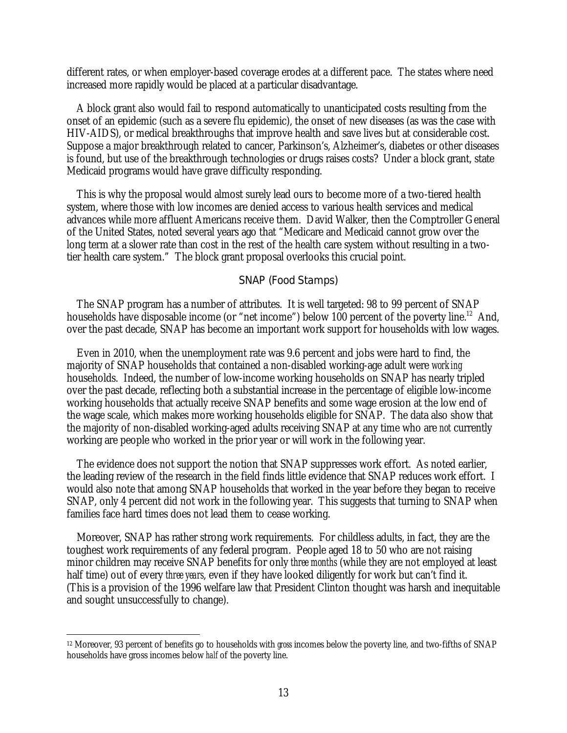different rates, or when employer-based coverage erodes at a different pace. The states where need increased more rapidly would be placed at a particular disadvantage.

A block grant also would fail to respond automatically to unanticipated costs resulting from the onset of an epidemic (such as a severe flu epidemic), the onset of new diseases (as was the case with HIV-AIDS), or medical breakthroughs that improve health and save lives but at considerable cost. Suppose a major breakthrough related to cancer, Parkinson's, Alzheimer's, diabetes or other diseases is found, but use of the breakthrough technologies or drugs raises costs? Under a block grant, state Medicaid programs would have grave difficulty responding.

This is why the proposal would almost surely lead ours to become more of a two-tiered health system, where those with low incomes are denied access to various health services and medical advances while more affluent Americans receive them. David Walker, then the Comptroller General of the United States, noted several years ago that "Medicare and Medicaid cannot grow over the long term at a slower rate than cost in the rest of the health care system without resulting in a two-tier health care system." The block grant proposal overlooks this crucial point.

### SNAP (Food Stamps)

The SNAP program has a number of attributes. It is well targeted: 98 to 99 percent of SNAP households have disposable income (or "net income") below 100 percent of the poverty line.[12] And, over the past decade, SNAP has become an important work support for households with low wages.

Even in 2010, when the unemployment rate was 9.6 percent and jobs were hard to find, the majority of SNAP households that contained a non-disabled working-age adult were *working* households. Indeed, the number of low-income working households on SNAP has nearly tripled over the past decade, reflecting both a substantial increase in the percentage of eligible low-income working households that actually receive SNAP benefits and some wage erosion at the low end of the wage scale, which makes more working households eligible for SNAP. The data also show that the majority of non-disabled working-aged adults receiving SNAP at any time who are *not* currently working are people who worked in the prior year or will work in the following year.

The evidence does not support the notion that SNAP suppresses work effort. As noted earlier, the leading review of the research in the field finds little evidence that SNAP reduces work effort. I would also note that among SNAP households that worked in the year before they began to receive SNAP, only 4 percent did not work in the following year. This suggests that turning to SNAP when families face hard times does not lead them to cease working.

Moreover, SNAP has rather strong work requirements. For childless adults, in fact, they are the toughest work requirements of any federal program. People aged 18 to 50 who are not raising minor children may receive SNAP benefits for only *three months* (while they are not employed at least half time) out of every *three years*, even if they have looked diligently for work but can't find it. (This is a provision of the 1996 welfare law that President Clinton thought was harsh and inequitable and sought unsuccessfully to change).

---

[12] Moreover, 93 percent of benefits go to households with *gross* incomes below the poverty line, and two-fifths of SNAP households have gross incomes below *half* of the poverty line.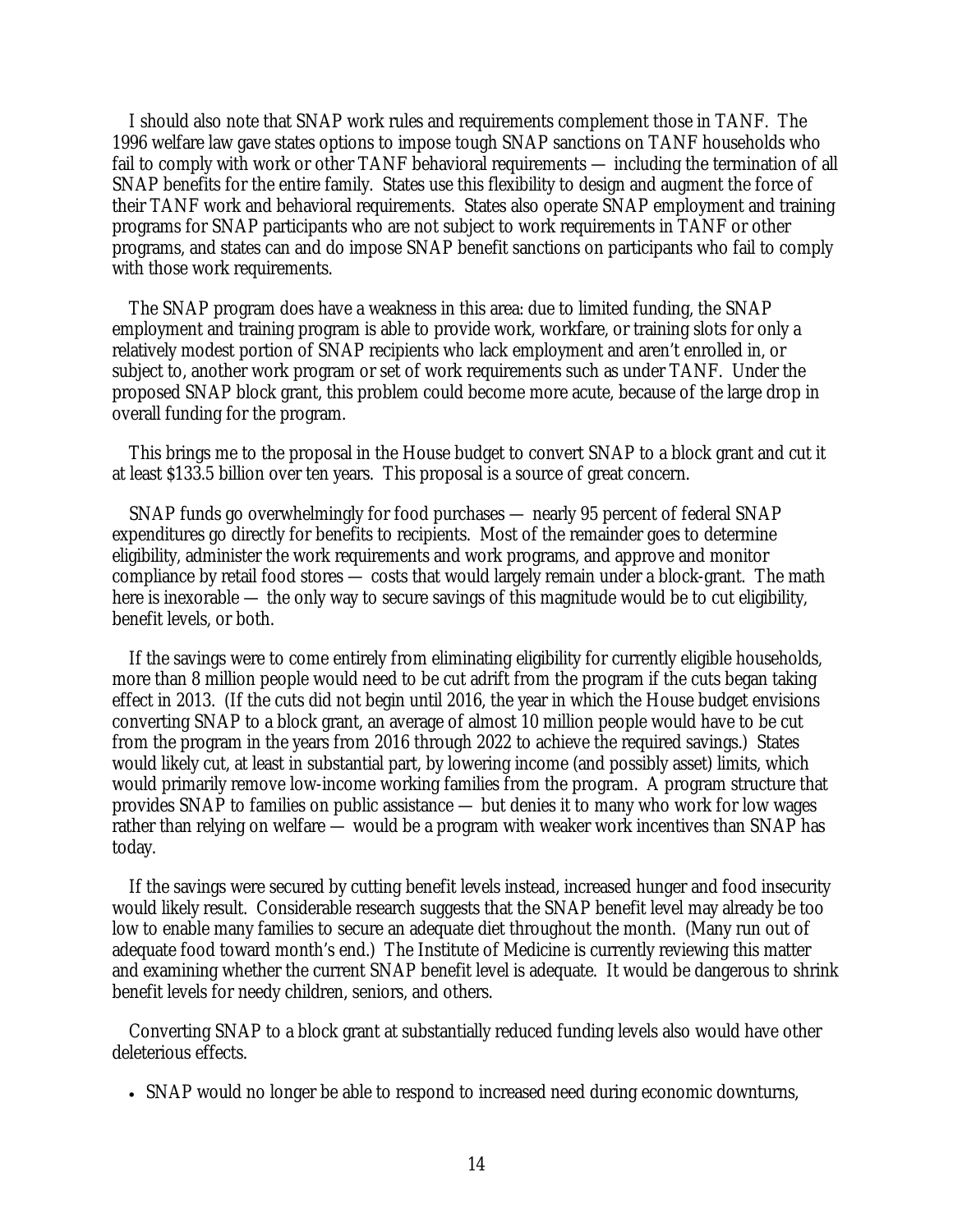I should also note that SNAP work rules and requirements complement those in TANF. The 1996 welfare law gave states options to impose tough SNAP sanctions on TANF households who fail to comply with work or other TANF behavioral requirements — including the termination of all SNAP benefits for the entire family. States use this flexibility to design and augment the force of their TANF work and behavioral requirements. States also operate SNAP employment and training programs for SNAP participants who are not subject to work requirements in TANF or other programs, and states can and do impose SNAP benefit sanctions on participants who fail to comply with those work requirements.

The SNAP program does have a weakness in this area: due to limited funding, the SNAP employment and training program is able to provide work, workfare, or training slots for only a relatively modest portion of SNAP recipients who lack employment and aren't enrolled in, or subject to, another work program or set of work requirements such as under TANF. Under the proposed SNAP block grant, this problem could become more acute, because of the large drop in overall funding for the program.

This brings me to the proposal in the House budget to convert SNAP to a block grant and cut it at least $133.5 billion over ten years. This proposal is a source of great concern.

SNAP funds go overwhelmingly for food purchases — nearly 95 percent of federal SNAP expenditures go directly for benefits to recipients. Most of the remainder goes to determine eligibility, administer the work requirements and work programs, and approve and monitor compliance by retail food stores — costs that would largely remain under a block-grant. The math here is inexorable — the only way to secure savings of this magnitude would be to cut eligibility, benefit levels, or both.

If the savings were to come entirely from eliminating eligibility for currently eligible households, more than 8 million people would need to be cut adrift from the program if the cuts began taking effect in 2013. (If the cuts did not begin until 2016, the year in which the House budget envisions converting SNAP to a block grant, an average of almost 10 million people would have to be cut from the program in the years from 2016 through 2022 to achieve the required savings.) States would likely cut, at least in substantial part, by lowering income (and possibly asset) limits, which would primarily remove low-income working families from the program. A program structure that provides SNAP to families on public assistance — but denies it to many who work for low wages rather than relying on welfare — would be a program with weaker work incentives than SNAP has today.

If the savings were secured by cutting benefit levels instead, increased hunger and food insecurity would likely result. Considerable research suggests that the SNAP benefit level may already be too low to enable many families to secure an adequate diet throughout the month. (Many run out of adequate food toward month's end.) The Institute of Medicine is currently reviewing this matter and examining whether the current SNAP benefit level is adequate. It would be dangerous to shrink benefit levels for needy children, seniors, and others.

Converting SNAP to a block grant at substantially reduced funding levels also would have other deleterious effects.

- SNAP would no longer be able to respond to increased need during economic downturns,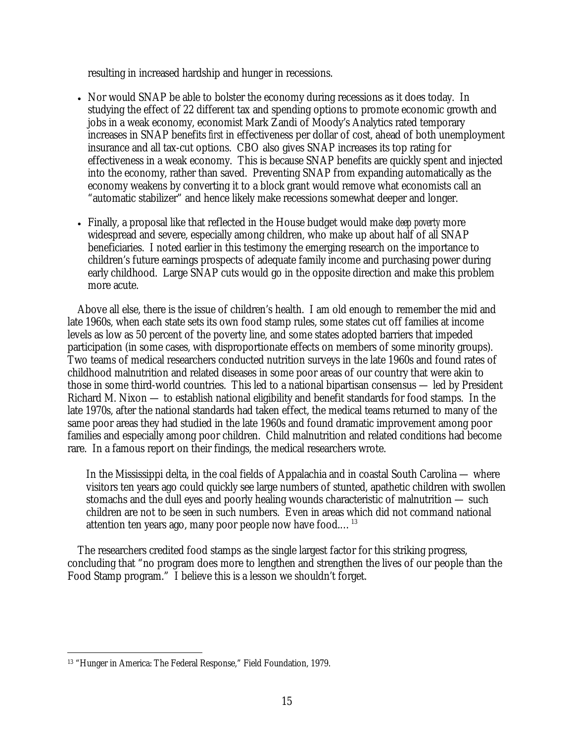resulting in increased hardship and hunger in recessions.

- Nor would SNAP be able to bolster the economy during recessions as it does today. In studying the effect of 22 different tax and spending options to promote economic growth and jobs in a weak economy, economist Mark Zandi of Moody's Analytics rated temporary increases in SNAP benefits *first* in effectiveness per dollar of cost, ahead of both unemployment insurance and all tax-cut options. CBO also gives SNAP increases its top rating for effectiveness in a weak economy. This is because SNAP benefits are quickly spent and injected into the economy, rather than saved. Preventing SNAP from expanding automatically as the economy weakens by converting it to a block grant would remove what economists call an "automatic stabilizer" and hence likely make recessions somewhat deeper and longer.

- Finally, a proposal like that reflected in the House budget would make *deep poverty* more widespread and severe, especially among children, who make up about half of all SNAP beneficiaries. I noted earlier in this testimony the emerging research on the importance to children's future earnings prospects of adequate family income and purchasing power during early childhood. Large SNAP cuts would go in the opposite direction and make this problem more acute.

Above all else, there is the issue of children's health. I am old enough to remember the mid and late 1960s, when each state sets its own food stamp rules, some states cut off families at income levels as low as 50 percent of the poverty line, and some states adopted barriers that impeded participation (in some cases, with disproportionate effects on members of some minority groups). Two teams of medical researchers conducted nutrition surveys in the late 1960s and found rates of childhood malnutrition and related diseases in some poor areas of our country that were akin to those in some third-world countries. This led to a national bipartisan consensus — led by President Richard M. Nixon — to establish national eligibility and benefit standards for food stamps. In the late 1970s, after the national standards had taken effect, the medical teams returned to many of the same poor areas they had studied in the late 1960s and found dramatic improvement among poor families and especially among poor children. Child malnutrition and related conditions had become rare. In a famous report on their findings, the medical researchers wrote.

> In the Mississippi delta, in the coal fields of Appalachia and in coastal South Carolina — where visitors ten years ago could quickly see large numbers of stunted, apathetic children with swollen stomachs and the dull eyes and poorly healing wounds characteristic of malnutrition — such children are not to be seen in such numbers. Even in areas which did not command national attention ten years ago, many poor people now have food.... [13]

The researchers credited food stamps as the single largest factor for this striking progress, concluding that "no program does more to lengthen and strengthen the lives of our people than the Food Stamp program." I believe this is a lesson we shouldn't forget.

---

[13] "Hunger in America: The Federal Response," Field Foundation, 1979.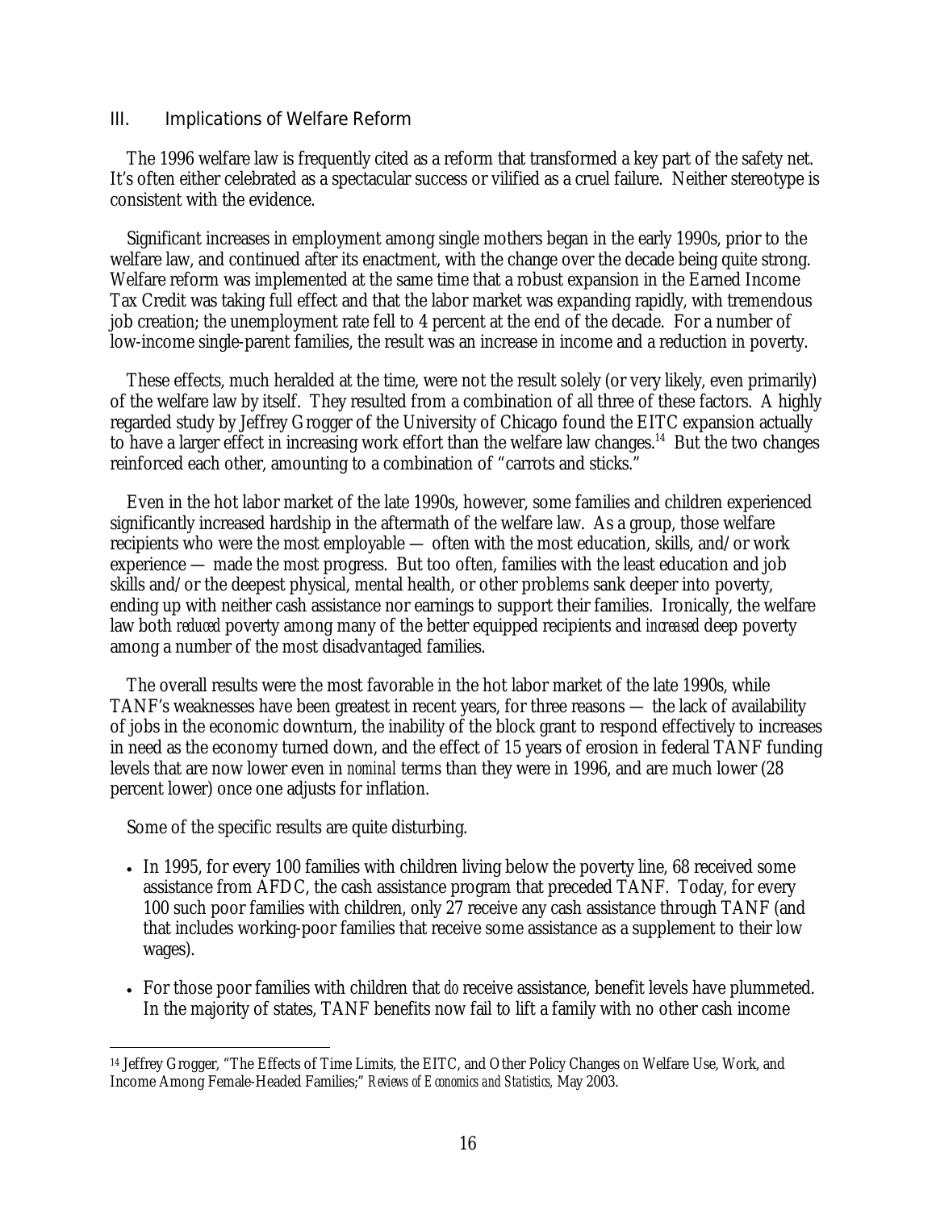## III. Implications of Welfare Reform

The 1996 welfare law is frequently cited as a reform that transformed a key part of the safety net. It's often either celebrated as a spectacular success or vilified as a cruel failure. Neither stereotype is consistent with the evidence.

Significant increases in employment among single mothers began in the early 1990s, prior to the welfare law, and continued after its enactment, with the change over the decade being quite strong. Welfare reform was implemented at the same time that a robust expansion in the Earned Income Tax Credit was taking full effect and that the labor market was expanding rapidly, with tremendous job creation; the unemployment rate fell to 4 percent at the end of the decade. For a number of low-income single-parent families, the result was an increase in income and a reduction in poverty.

These effects, much heralded at the time, were not the result solely (or very likely, even primarily) of the welfare law by itself. They resulted from a combination of all three of these factors. A highly regarded study by Jeffrey Grogger of the University of Chicago found the EITC expansion actually to have a larger effect in increasing work effort than the welfare law changes.[14] But the two changes reinforced each other, amounting to a combination of "carrots and sticks."

Even in the hot labor market of the late 1990s, however, some families and children experienced significantly increased hardship in the aftermath of the welfare law. As a group, those welfare recipients who were the most employable — often with the most education, skills, and/or work experience — made the most progress. But too often, families with the least education and job skills and/or the deepest physical, mental health, or other problems sank deeper into poverty, ending up with neither cash assistance nor earnings to support their families. Ironically, the welfare law both *reduced* poverty among many of the better equipped recipients and *increased* deep poverty among a number of the most disadvantaged families.

The overall results were the most favorable in the hot labor market of the late 1990s, while TANF's weaknesses have been greatest in recent years, for three reasons — the lack of availability of jobs in the economic downturn, the inability of the block grant to respond effectively to increases in need as the economy turned down, and the effect of 15 years of erosion in federal TANF funding levels that are now lower even in *nominal* terms than they were in 1996, and are much lower (28 percent lower) once one adjusts for inflation.

Some of the specific results are quite disturbing.

- In 1995, for every 100 families with children living below the poverty line, 68 received some assistance from AFDC, the cash assistance program that preceded TANF. Today, for every 100 such poor families with children, only 27 receive any cash assistance through TANF (and that includes working-poor families that receive some assistance as a supplement to their low wages).
- For those poor families with children that *do* receive assistance, benefit levels have plummeted. In the majority of states, TANF benefits now fail to lift a family with no other cash income

[14] Jeffrey Grogger, "The Effects of Time Limits, the EITC, and Other Policy Changes on Welfare Use, Work, and Income Among Female-Headed Families;" *Reviews of Economics and Statistics*, May 2003.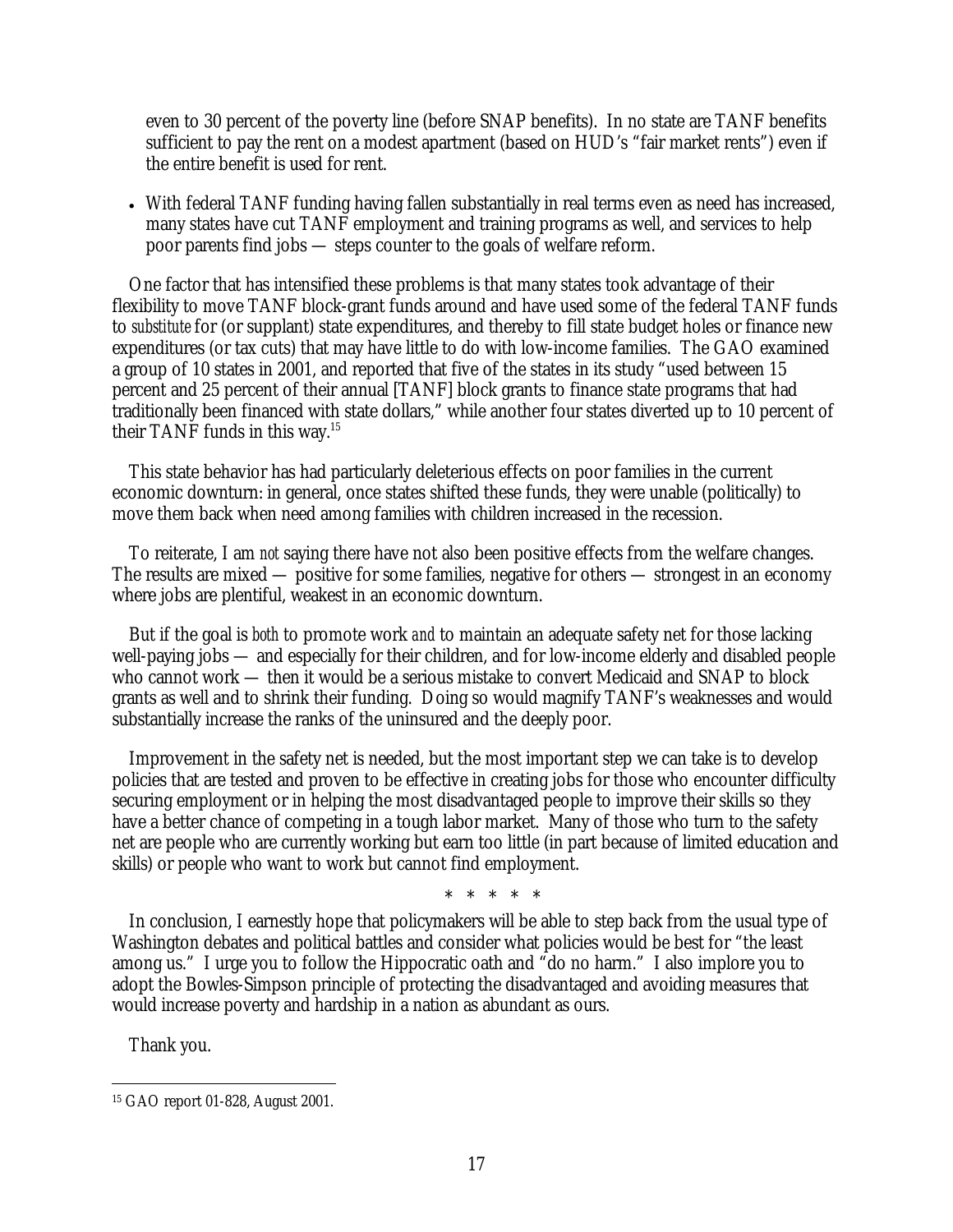even to 30 percent of the poverty line (before SNAP benefits). In no state are TANF benefits sufficient to pay the rent on a modest apartment (based on HUD's "fair market rents") even if the entire benefit is used for rent.

- With federal TANF funding having fallen substantially in real terms even as need has increased, many states have cut TANF employment and training programs as well, and services to help poor parents find jobs — steps counter to the goals of welfare reform.

One factor that has intensified these problems is that many states took advantage of their flexibility to move TANF block-grant funds around and have used some of the federal TANF funds to *substitute* for (or supplant) state expenditures, and thereby to fill state budget holes or finance new expenditures (or tax cuts) that may have little to do with low-income families. The GAO examined a group of 10 states in 2001, and reported that five of the states in its study "used between 15 percent and 25 percent of their annual [TANF] block grants to finance state programs that had traditionally been financed with state dollars," while another four states diverted up to 10 percent of their TANF funds in this way.[15]

This state behavior has had particularly deleterious effects on poor families in the current economic downturn: in general, once states shifted these funds, they were unable (politically) to move them back when need among families with children increased in the recession.

To reiterate, I am *not* saying there have not also been positive effects from the welfare changes. The results are mixed — positive for some families, negative for others — strongest in an economy where jobs are plentiful, weakest in an economic downturn.

But if the goal is *both* to promote work *and* to maintain an adequate safety net for those lacking well-paying jobs — and especially for their children, and for low-income elderly and disabled people who cannot work — then it would be a serious mistake to convert Medicaid and SNAP to block grants as well and to shrink their funding. Doing so would magnify TANF's weaknesses and would substantially increase the ranks of the uninsured and the deeply poor.

Improvement in the safety net is needed, but the most important step we can take is to develop policies that are tested and proven to be effective in creating jobs for those who encounter difficulty securing employment or in helping the most disadvantaged people to improve their skills so they have a better chance of competing in a tough labor market. Many of those who turn to the safety net are people who are currently working but earn too little (in part because of limited education and skills) or people who want to work but cannot find employment.

\* \* \* \* \*

In conclusion, I earnestly hope that policymakers will be able to step back from the usual type of Washington debates and political battles and consider what policies would be best for "the least among us." I urge you to follow the Hippocratic oath and "do no harm." I also implore you to adopt the Bowles-Simpson principle of protecting the disadvantaged and avoiding measures that would increase poverty and hardship in a nation as abundant as ours.

Thank you.

---

[15] GAO report 01-828, August 2001.